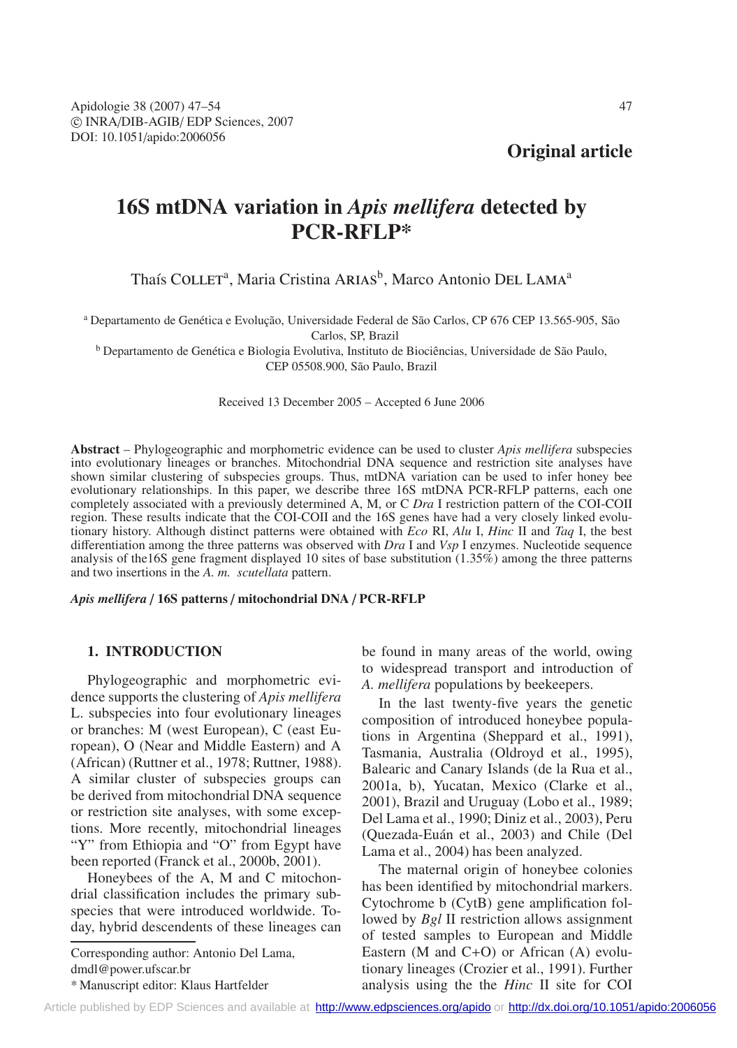Original article

# 16S mtDNA variation in *Apis mellifera* detected by PCR-RFLP*

Thaís Collet[a], Maria Cristina Arias[b], Marco Antonio Del Lama[a]

[a] Departamento de Genética e Evolução, Universidade Federal de São Carlos, CP 676 CEP 13.565-905, São Carlos, SP, Brazil

[b] Departamento de Genética e Biologia Evolutiva, Instituto de Biociências, Universidade de São Paulo, CEP 05508.900, São Paulo, Brazil

Received 13 December 2005 – Accepted 6 June 2006

**Abstract** – Phylogeographic and morphometric evidence can be used to cluster *Apis mellifera* subspecies into evolutionary lineages or branches. Mitochondrial DNA sequence and restriction site analyses have shown similar clustering of subspecies groups. Thus, mtDNA variation can be used to infer honey bee evolutionary relationships. In this paper, we describe three 16S mtDNA PCR-RFLP patterns, each one completely associated with a previously determined A, M, or C *Dra* I restriction pattern of the COI-COII region. These results indicate that the COI-COII and the 16S genes have had a very closely linked evolutionary history. Although distinct patterns were obtained with *Eco* RI, *Alu* I, *Hinc* II and *Taq* I, the best differentiation among the three patterns was observed with *Dra* I and *Vsp* I enzymes. Nucleotide sequence analysis of the16S gene fragment displayed 10 sites of base substitution (1.35%) among the three patterns and two insertions in the *A. m. scutellata* pattern.

***Apis mellifera* / 16S patterns / mitochondrial DNA / PCR-RFLP**

## 1. INTRODUCTION

Phylogeographic and morphometric evidence supports the clustering of *Apis mellifera* L. subspecies into four evolutionary lineages or branches: M (west European), C (east European), O (Near and Middle Eastern) and A (African) (Ruttner et al., 1978; Ruttner, 1988). A similar cluster of subspecies groups can be derived from mitochondrial DNA sequence or restriction site analyses, with some exceptions. More recently, mitochondrial lineages "Y" from Ethiopia and "O" from Egypt have been reported (Franck et al., 2000b, 2001).

Honeybees of the A, M and C mitochondrial classification includes the primary subspecies that were introduced worldwide. Today, hybrid descendents of these lineages can be found in many areas of the world, owing to widespread transport and introduction of *A. mellifera* populations by beekeepers.

In the last twenty-five years the genetic composition of introduced honeybee populations in Argentina (Sheppard et al., 1991), Tasmania, Australia (Oldroyd et al., 1995), Balearic and Canary Islands (de la Rua et al., 2001a, b), Yucatan, Mexico (Clarke et al., 2001), Brazil and Uruguay (Lobo et al., 1989; Del Lama et al., 1990; Diniz et al., 2003), Peru (Quezada-Euán et al., 2003) and Chile (Del Lama et al., 2004) has been analyzed.

The maternal origin of honeybee colonies has been identified by mitochondrial markers. Cytochrome b (CytB) gene amplification followed by *Bgl* II restriction allows assignment of tested samples to European and Middle Eastern (M and C+O) or African (A) evolutionary lineages (Crozier et al., 1991). Further analysis using the the *Hinc* II site for COI

Corresponding author: Antonio Del Lama, dmdl@power.ufscar.br

* Manuscript editor: Klaus Hartfelder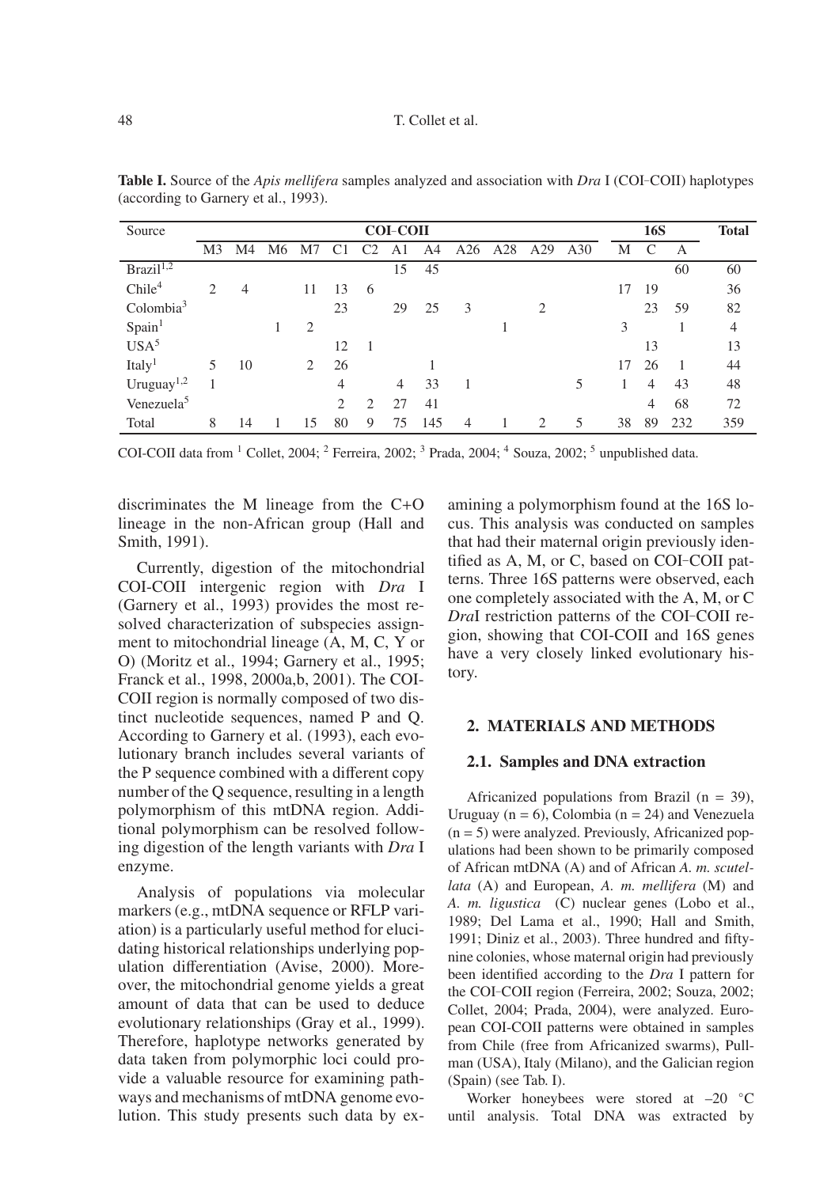**Table I.** Source of the *Apis mellifera* samples analyzed and association with *Dra* I (COI–COII) haplotypes (according to Garnery et al., 1993).

| Source | COI–COII | | | | | | | | | | | | 16S | | | Total |
|---|---|---|---|---|---|---|---|---|---|---|---|---|---|---|---|---|
| | M3 | M4 | M6 | M7 | C1 | C2 | A1 | A4 | A26 | A28 | A29 | A30 | M | C | A | |
| Brazil[1,2] | | | | | | | 15 | 45 | | | | | | | 60 | 60 |
| Chile[4] | 2 | 4 | | 11 | 13 | 6 | | | | | | | 17 | 19 | | 36 |
| Colombia[3] | | | | | 23 | | 29 | 25 | 3 | | 2 | | | 23 | 59 | 82 |
| Spain[1] | | | 1 | 2 | | | | | | 1 | | | 3 | | 1 | 4 |
| USA[5] | | | | | 12 | 1 | | | | | | | | 13 | | 13 |
| Italy[1] | 5 | 10 | | 2 | 26 | | | 1 | | | | | 17 | 26 | 1 | 44 |
| Uruguay[1,2] | 1 | | | | 4 | | 4 | 33 | 1 | | | 5 | 1 | 4 | 43 | 48 |
| Venezuela[5] | | | | | 2 | 2 | 27 | 41 | | | | | | 4 | 68 | 72 |
| Total | 8 | 14 | 1 | 15 | 80 | 9 | 75 | 145 | 4 | 1 | 2 | 5 | 38 | 89 | 232 | 359 |

COI-COII data from [1] Collet, 2004; [2] Ferreira, 2002; [3] Prada, 2004; [4] Souza, 2002; [5] unpublished data.

discriminates the M lineage from the C+O lineage in the non-African group (Hall and Smith, 1991).

Currently, digestion of the mitochondrial COI-COII intergenic region with *Dra* I (Garnery et al., 1993) provides the most resolved characterization of subspecies assignment to mitochondrial lineage (A, M, C, Y or O) (Moritz et al., 1994; Garnery et al., 1995; Franck et al., 1998, 2000a,b, 2001). The COI-COII region is normally composed of two distinct nucleotide sequences, named P and Q. According to Garnery et al. (1993), each evolutionary branch includes several variants of the P sequence combined with a different copy number of the Q sequence, resulting in a length polymorphism of this mtDNA region. Additional polymorphism can be resolved following digestion of the length variants with *Dra* I enzyme.

Analysis of populations via molecular markers (e.g., mtDNA sequence or RFLP variation) is a particularly useful method for elucidating historical relationships underlying population differentiation (Avise, 2000). Moreover, the mitochondrial genome yields a great amount of data that can be used to deduce evolutionary relationships (Gray et al., 1999). Therefore, haplotype networks generated by data taken from polymorphic loci could provide a valuable resource for examining pathways and mechanisms of mtDNA genome evolution. This study presents such data by examining a polymorphism found at the 16S locus. This analysis was conducted on samples that had their maternal origin previously identified as A, M, or C, based on COI–COII patterns. Three 16S patterns were observed, each one completely associated with the A, M, or C *Dra*I restriction patterns of the COI–COII region, showing that COI-COII and 16S genes have a very closely linked evolutionary history.

## 2. MATERIALS AND METHODS

### 2.1. Samples and DNA extraction

Africanized populations from Brazil (n = 39), Uruguay (n = 6), Colombia (n = 24) and Venezuela (n = 5) were analyzed. Previously, Africanized populations had been shown to be primarily composed of African mtDNA (A) and of African *A. m. scutellata* (A) and European, *A. m. mellifera* (M) and *A. m. ligustica* (C) nuclear genes (Lobo et al., 1989; Del Lama et al., 1990; Hall and Smith, 1991; Diniz et al., 2003). Three hundred and fifty-nine colonies, whose maternal origin had previously been identified according to the *Dra* I pattern for the COI–COII region (Ferreira, 2002; Souza, 2002; Collet, 2004; Prada, 2004), were analyzed. European COI-COII patterns were obtained in samples from Chile (free from Africanized swarms), Pullman (USA), Italy (Milano), and the Galician region (Spain) (see Tab. I).

Worker honeybees were stored at –20 °C until analysis. Total DNA was extracted by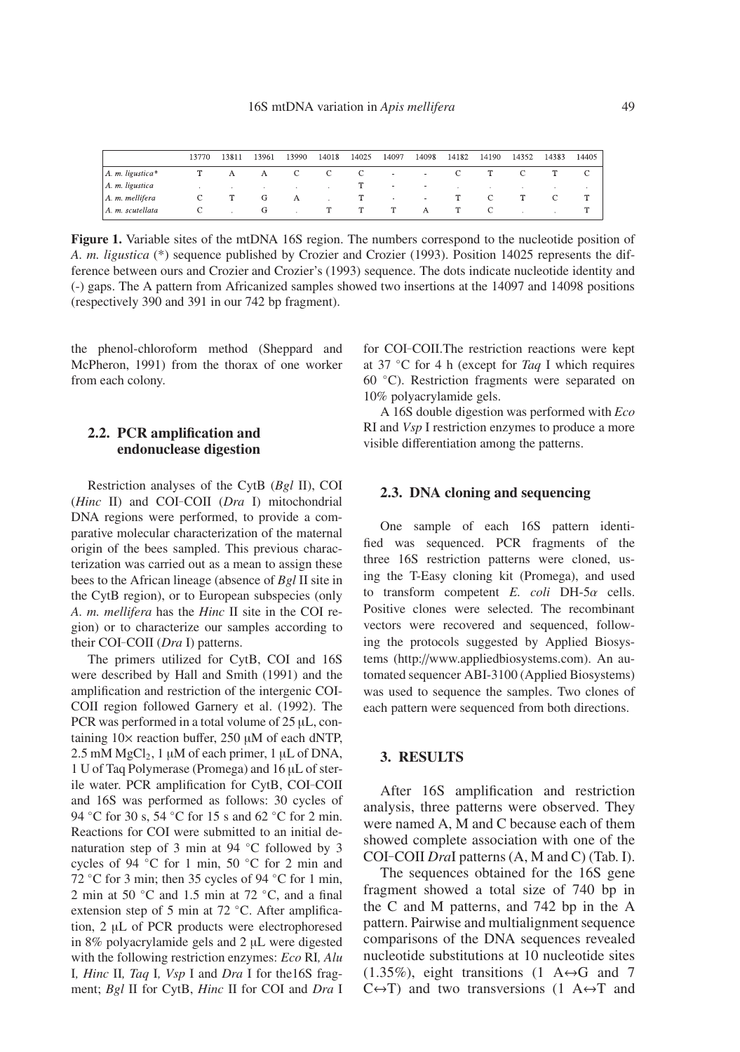| | 13770 | 13811 | 13961 | 13990 | 14018 | 14025 | 14097 | 14098 | 14182 | 14190 | 14352 | 14383 | 14405 |
|---|---|---|---|---|---|---|---|---|---|---|---|---|---|
| *A. m. ligustica** | T | A | A | C | C | C | - | - | C | T | C | T | C |
| *A. m. ligustica* | . | . | . | . | . | T | - | - | . | . | . | . | . |
| *A. m. mellifera* | C | T | G | A | . | T | - | - | T | C | T | C | T |
| *A. m. scutellata* | C | . | G | . | T | T | T | A | T | C | . | . | T |

**Figure 1.** Variable sites of the mtDNA 16S region. The numbers correspond to the nucleotide position of *A. m. ligustica* (*) sequence published by Crozier and Crozier (1993). Position 14025 represents the difference between ours and Crozier and Crozier's (1993) sequence. The dots indicate nucleotide identity and (-) gaps. The A pattern from Africanized samples showed two insertions at the 14097 and 14098 positions (respectively 390 and 391 in our 742 bp fragment).

the phenol-chloroform method (Sheppard and McPheron, 1991) from the thorax of one worker from each colony.

### 2.2. PCR amplification and endonuclease digestion

Restriction analyses of the CytB (*Bgl* II), COI (*Hinc* II) and COI–COII (*Dra* I) mitochondrial DNA regions were performed, to provide a comparative molecular characterization of the maternal origin of the bees sampled. This previous characterization was carried out as a mean to assign these bees to the African lineage (absence of *Bgl* II site in the CytB region), or to European subspecies (only *A. m. mellifera* has the *Hinc* II site in the COI region) or to characterize our samples according to their COI–COII (*Dra* I) patterns.

The primers utilized for CytB, COI and 16S were described by Hall and Smith (1991) and the amplification and restriction of the intergenic COI-COII region followed Garnery et al. (1992). The PCR was performed in a total volume of 25 μL, containing 10× reaction buffer, 250 μM of each dNTP, 2.5 mM $MgCl_2$, 1 μM of each primer, 1 μL of DNA, 1 U of Taq Polymerase (Promega) and 16 μL of sterile water. PCR amplification for CytB, COI–COII and 16S was performed as follows: 30 cycles of 94 °C for 30 s, 54 °C for 15 s and 62 °C for 2 min. Reactions for COI were submitted to an initial denaturation step of 3 min at 94 °C followed by 3 cycles of 94 °C for 1 min, 50 °C for 2 min and 72 °C for 3 min; then 35 cycles of 94 °C for 1 min, 2 min at 50 °C and 1.5 min at 72 °C, and a final extension step of 5 min at 72 °C. After amplification, 2 μL of PCR products were electrophoresed in 8% polyacrylamide gels and 2 μL were digested with the following restriction enzymes: *Eco* RI*, Alu* I*, Hinc* II*, Taq* I*, Vsp* I and *Dra* I for the16S fragment; *Bgl* II for CytB, *Hinc* II for COI and *Dra* I for COI–COII.The restriction reactions were kept at 37 °C for 4 h (except for *Taq* I which requires 60 °C). Restriction fragments were separated on 10% polyacrylamide gels.

A 16S double digestion was performed with *Eco* RI and *Vsp* I restriction enzymes to produce a more visible differentiation among the patterns.

### 2.3. DNA cloning and sequencing

One sample of each 16S pattern identified was sequenced. PCR fragments of the three 16S restriction patterns were cloned, using the T-Easy cloning kit (Promega), and used to transform competent *E. coli* DH-5α cells. Positive clones were selected. The recombinant vectors were recovered and sequenced, following the protocols suggested by Applied Biosystems (http://www.appliedbiosystems.com). An automated sequencer ABI-3100 (Applied Biosystems) was used to sequence the samples. Two clones of each pattern were sequenced from both directions.

## 3. RESULTS

After 16S amplification and restriction analysis, three patterns were observed. They were named A, M and C because each of them showed complete association with one of the COI–COII *Dra*I patterns (A, M and C) (Tab. I).

The sequences obtained for the 16S gene fragment showed a total size of 740 bp in the C and M patterns, and 742 bp in the A pattern. Pairwise and multialignment sequence comparisons of the DNA sequences revealed nucleotide substitutions at 10 nucleotide sites (1.35%), eight transitions (1 A↔G and 7 C↔T) and two transversions (1 A↔T and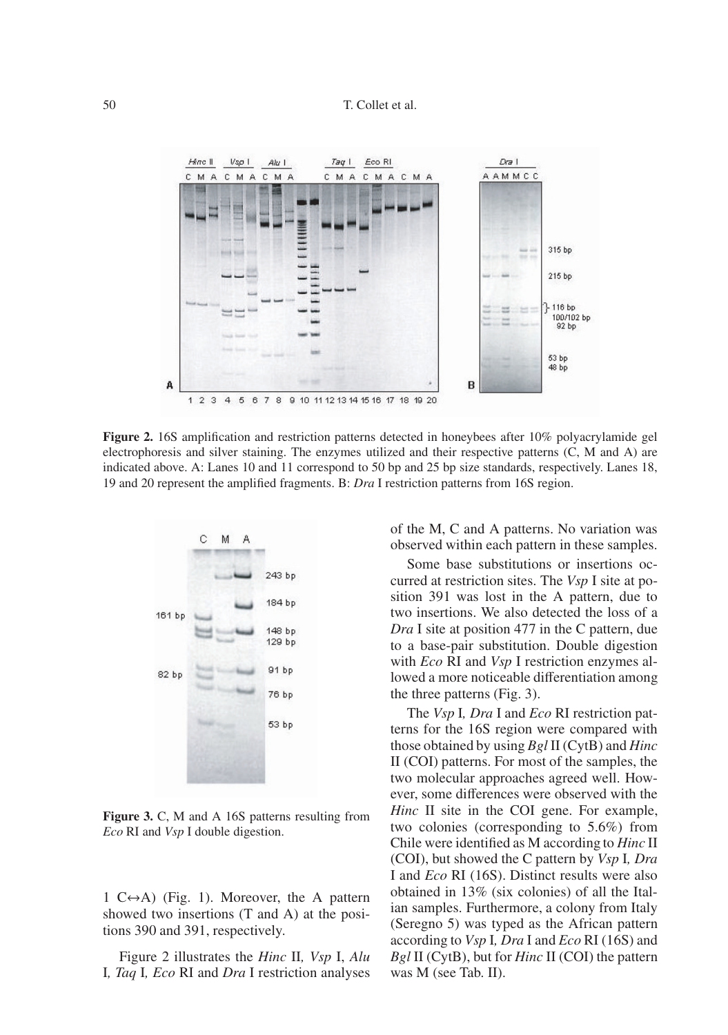**Figure 2.** 16S amplification and restriction patterns detected in honeybees after 10% polyacrylamide gel electrophoresis and silver staining. The enzymes utilized and their respective patterns (C, M and A) are indicated above. A: Lanes 10 and 11 correspond to 50 bp and 25 bp size standards, respectively. Lanes 18, 19 and 20 represent the amplified fragments. B: *Dra* I restriction patterns from 16S region.

**Figure 3.** C, M and A 16S patterns resulting from *Eco* RI and *Vsp* I double digestion.

1 C↔A) (Fig. 1). Moreover, the A pattern showed two insertions (T and A) at the positions 390 and 391, respectively.

Figure 2 illustrates the *Hinc* II, *Vsp* I, *Alu* I, *Taq* I, *Eco* RI and *Dra* I restriction analyses of the M, C and A patterns. No variation was observed within each pattern in these samples.

Some base substitutions or insertions occurred at restriction sites. The *Vsp* I site at position 391 was lost in the A pattern, due to two insertions. We also detected the loss of a *Dra* I site at position 477 in the C pattern, due to a base-pair substitution. Double digestion with *Eco* RI and *Vsp* I restriction enzymes allowed a more noticeable differentiation among the three patterns (Fig. 3).

The *Vsp* I, *Dra* I and *Eco* RI restriction patterns for the 16S region were compared with those obtained by using *Bgl* II (CytB) and *Hinc* II (COI) patterns. For most of the samples, the two molecular approaches agreed well. However, some differences were observed with the *Hinc* II site in the COI gene. For example, two colonies (corresponding to 5.6%) from Chile were identified as M according to *Hinc* II (COI), but showed the C pattern by *Vsp* I, *Dra* I and *Eco* RI (16S). Distinct results were also obtained in 13% (six colonies) of all the Italian samples. Furthermore, a colony from Italy (Seregno 5) was typed as the African pattern according to *Vsp* I, *Dra* I and *Eco* RI (16S) and *Bgl* II (CytB), but for *Hinc* II (COI) the pattern was M (see Tab. II).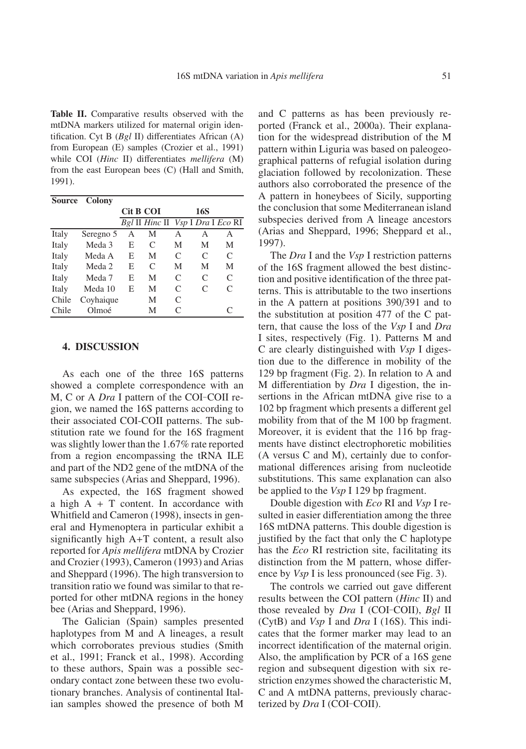**Table II.** Comparative results observed with the mtDNA markers utilized for maternal origin identification. Cyt B (*Bgl* II) differentiates African (A) from European (E) samples (Crozier et al., 1991) while COI (*Hinc* II) differentiates *mellifera* (M) from the east European bees (C) (Hall and Smith, 1991).

| Source | Colony | Cit B | COI | 16S | | |
|---|---|---|---|---|---|---|
| | | *Bgl* II | *Hinc* II | *Vsp* I | *Dra* I | *Eco* RI |
| Italy | Seregno 5 | A | M | A | A | A |
| Italy | Meda 3 | E | C | M | M | M |
| Italy | Meda A | E | M | C | C | C |
| Italy | Meda 2 | E | C | M | M | M |
| Italy | Meda 7 | E | M | C | C | C |
| Italy | Meda 10 | E | M | C | C | C |
| Chile | Coyhaique | | M | C | | |
| Chile | Olmoé | | M | C | | C |

## 4. DISCUSSION

As each one of the three 16S patterns showed a complete correspondence with an M, C or A *Dra* I pattern of the COI–COII region, we named the 16S patterns according to their associated COI-COII patterns. The substitution rate we found for the 16S fragment was slightly lower than the 1.67% rate reported from a region encompassing the tRNA ILE and part of the ND2 gene of the mtDNA of the same subspecies (Arias and Sheppard, 1996).

As expected, the 16S fragment showed a high A + T content. In accordance with Whitfield and Cameron (1998), insects in general and Hymenoptera in particular exhibit a significantly high A+T content, a result also reported for *Apis mellifera* mtDNA by Crozier and Crozier (1993), Cameron (1993) and Arias and Sheppard (1996). The high transversion to transition ratio we found was similar to that reported for other mtDNA regions in the honey bee (Arias and Sheppard, 1996).

The Galician (Spain) samples presented haplotypes from M and A lineages, a result which corroborates previous studies (Smith et al., 1991; Franck et al., 1998). According to these authors, Spain was a possible secondary contact zone between these two evolutionary branches. Analysis of continental Italian samples showed the presence of both M and C patterns as has been previously reported (Franck et al., 2000a). Their explanation for the widespread distribution of the M pattern within Liguria was based on paleogeographical patterns of refugial isolation during glaciation followed by recolonization. These authors also corroborated the presence of the A pattern in honeybees of Sicily, supporting the conclusion that some Mediterranean island subspecies derived from A lineage ancestors (Arias and Sheppard, 1996; Sheppard et al., 1997).

The *Dra* I and the *Vsp* I restriction patterns of the 16S fragment allowed the best distinction and positive identification of the three patterns. This is attributable to the two insertions in the A pattern at positions 390/391 and to the substitution at position 477 of the C pattern, that cause the loss of the *Vsp* I and *Dra* I sites, respectively (Fig. 1). Patterns M and C are clearly distinguished with *Vsp* I digestion due to the difference in mobility of the 129 bp fragment (Fig. 2). In relation to A and M differentiation by *Dra* I digestion, the insertions in the African mtDNA give rise to a 102 bp fragment which presents a different gel mobility from that of the M 100 bp fragment. Moreover, it is evident that the 116 bp fragments have distinct electrophoretic mobilities (A versus C and M), certainly due to conformational differences arising from nucleotide substitutions. This same explanation can also be applied to the *Vsp* I 129 bp fragment.

Double digestion with *Eco* RI and *Vsp* I resulted in easier differentiation among the three 16S mtDNA patterns. This double digestion is justified by the fact that only the C haplotype has the *Eco* RI restriction site, facilitating its distinction from the M pattern, whose difference by *Vsp* I is less pronounced (see Fig. 3).

The controls we carried out gave different results between the COI pattern (*Hinc* II) and those revealed by *Dra* I (COI–COII), *Bgl* II (CytB) and *Vsp* I and *Dra* I (16S). This indicates that the former marker may lead to an incorrect identification of the maternal origin. Also, the amplification by PCR of a 16S gene region and subsequent digestion with six restriction enzymes showed the characteristic M, C and A mtDNA patterns, previously characterized by *Dra* I (COI–COII).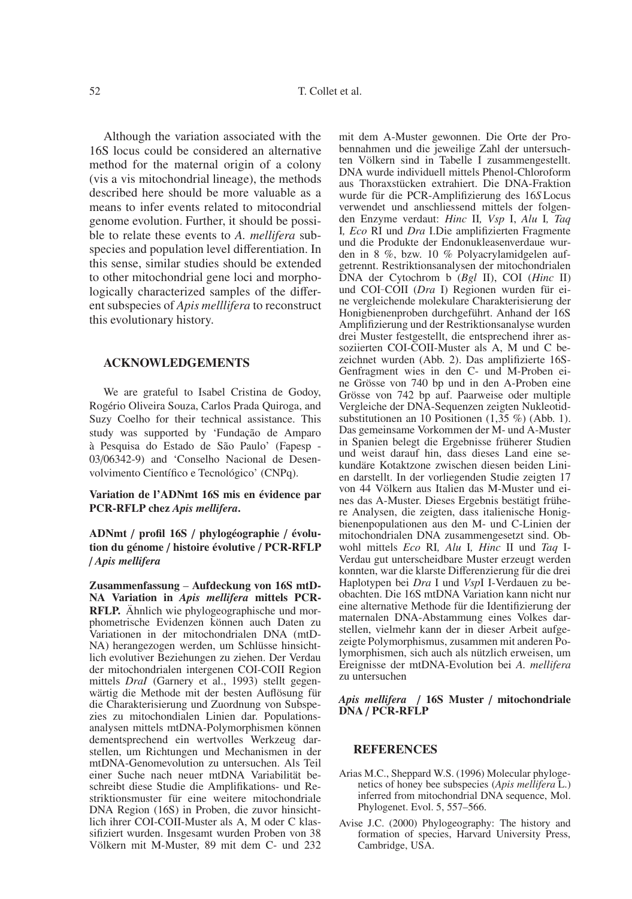Although the variation associated with the 16S locus could be considered an alternative method for the maternal origin of a colony (vis a vis mitochondrial lineage), the methods described here should be more valuable as a means to infer events related to mitocondrial genome evolution. Further, it should be possible to relate these events to *A. mellifera* subspecies and population level differentiation. In this sense, similar studies should be extended to other mitochondrial gene loci and morphologically characterized samples of the different subspecies of *Apis melllifera* to reconstruct this evolutionary history.

## ACKNOWLEDGEMENTS

We are grateful to Isabel Cristina de Godoy, Rogério Oliveira Souza, Carlos Prada Quiroga, and Suzy Coelho for their technical assistance. This study was supported by 'Fundação de Amparo à Pesquisa do Estado de São Paulo' (Fapesp - 03/06342-9) and 'Conselho Nacional de Desenvolvimento Científico e Tecnológico' (CNPq).

**Variation de l'ADNmt 16S mis en évidence par PCR-RFLP chez *Apis mellifera*.**

**ADNmt / profil 16S / phylogéographie / évolution du génome / histoire évolutive / PCR-RFLP / *Apis mellifera***

**Zusammenfassung** – **Aufdeckung von 16S mtDNA Variation in *Apis mellifera* mittels PCR-RFLP.** Ähnlich wie phylogeographische und morphometrische Evidenzen können auch Daten zu Variationen in der mitochondrialen DNA (mtDNA) herangezogen werden, um Schlüsse hinsichtlich evolutiver Beziehungen zu ziehen. Der Verdau der mitochondrialen intergenen COI-COII Region mittels *DraI* (Garnery et al., 1993) stellt gegenwärtig die Methode mit der besten Auflösung für die Charakterisierung und Zuordnung von Subspezies zu mitochondialen Linien dar. Populationsanalysen mittels mtDNA-Polymorphismen können dementsprechend ein wertvolles Werkzeug darstellen, um Richtungen und Mechanismen in der mtDNA-Genomevolution zu untersuchen. Als Teil einer Suche nach neuer mtDNA Variabilität beschreibt diese Studie die Amplifikations- und Restriktionsmuster für eine weitere mitochondriale DNA Region (16S) in Proben, die zuvor hinsichtlich ihrer COI-COII-Muster als A, M oder C klassifiziert wurden. Insgesamt wurden Proben von 38 Völkern mit M-Muster, 89 mit dem C- und 232 mit dem A-Muster gewonnen. Die Orte der Probennahmen und die jeweilige Zahl der untersuchten Völkern sind in Tabelle I zusammengestellt. DNA wurde individuell mittels Phenol-Chloroform aus Thoraxstücken extrahiert. Die DNA-Fraktion wurde für die PCR-Amplifizierung des 16*S* Locus verwendet und anschliessend mittels der folgenden Enzyme verdaut: *Hinc* II*, Vsp* I, *Alu* I*, Taq* I*, Eco* RI und *Dra* I.Die amplifizierten Fragmente und die Produkte der Endonukleasenverdaue wurden in 8 %, bzw. 10 % Polyacrylamidgelen aufgetrennt. Restriktionsanalysen der mitochondrialen DNA der Cytochrom b (*Bgl* II), COI (*Hinc* II) und COI–COII (*Dra* I) Regionen wurden für eine vergleichende molekulare Charakterisierung der Honigbienenproben durchgeführt. Anhand der 16S Amplifizierung und der Restriktionsanalyse wurden drei Muster festgestellt, die entsprechend ihrer assoziierten COI-COII-Muster als A, M und C bezeichnet wurden (Abb. 2). Das amplifizierte 16S-Genfragment wies in den C- und M-Proben eine Grösse von 740 bp und in den A-Proben eine Grösse von 742 bp auf. Paarweise oder multiple Vergleiche der DNA-Sequenzen zeigten Nukleotidsubstitutionen an 10 Positionen (1,35 %) (Abb. 1). Das gemeinsame Vorkommen der M- und A-Muster in Spanien belegt die Ergebnisse früherer Studien und weist darauf hin, dass dieses Land eine sekundäre Kotaktzone zwischen diesen beiden Linien darstellt. In der vorliegenden Studie zeigten 17 von 44 Völkern aus Italien das M-Muster und eines das A-Muster. Dieses Ergebnis bestätigt frühere Analysen, die zeigten, dass italienische Honigbienenpopulationen aus den M- und C-Linien der mitochondrialen DNA zusammengesetzt sind. Obwohl mittels *Eco* RI*, Alu* I*, Hinc* II und *Taq* I-Verdau gut unterscheidbare Muster erzeugt werden konnten, war die klarste Differenzierung für die drei Haplotypen bei *Dra* I und *Vsp*I I-Verdauen zu beobachten. Die 16S mtDNA Variation kann nicht nur eine alternative Methode für die Identifizierung der maternalen DNA-Abstammung eines Volkes darstellen, vielmehr kann der in dieser Arbeit aufgezeigte Polymorphismus, zusammen mit anderen Polymorphismen, sich auch als nützlich erweisen, um Ereignisse der mtDNA-Evolution bei *A. mellifera* zu untersuchen

***Apis mellifera* / 16S Muster / mitochondriale DNA / PCR-RFLP**

## REFERENCES

Arias M.C., Sheppard W.S. (1996) Molecular phylogenetics of honey bee subspecies (*Apis mellifera* L.) inferred from mitochondrial DNA sequence, Mol. Phylogenet. Evol. 5, 557–566.

Avise J.C. (2000) Phylogeography: The history and formation of species, Harvard University Press, Cambridge, USA.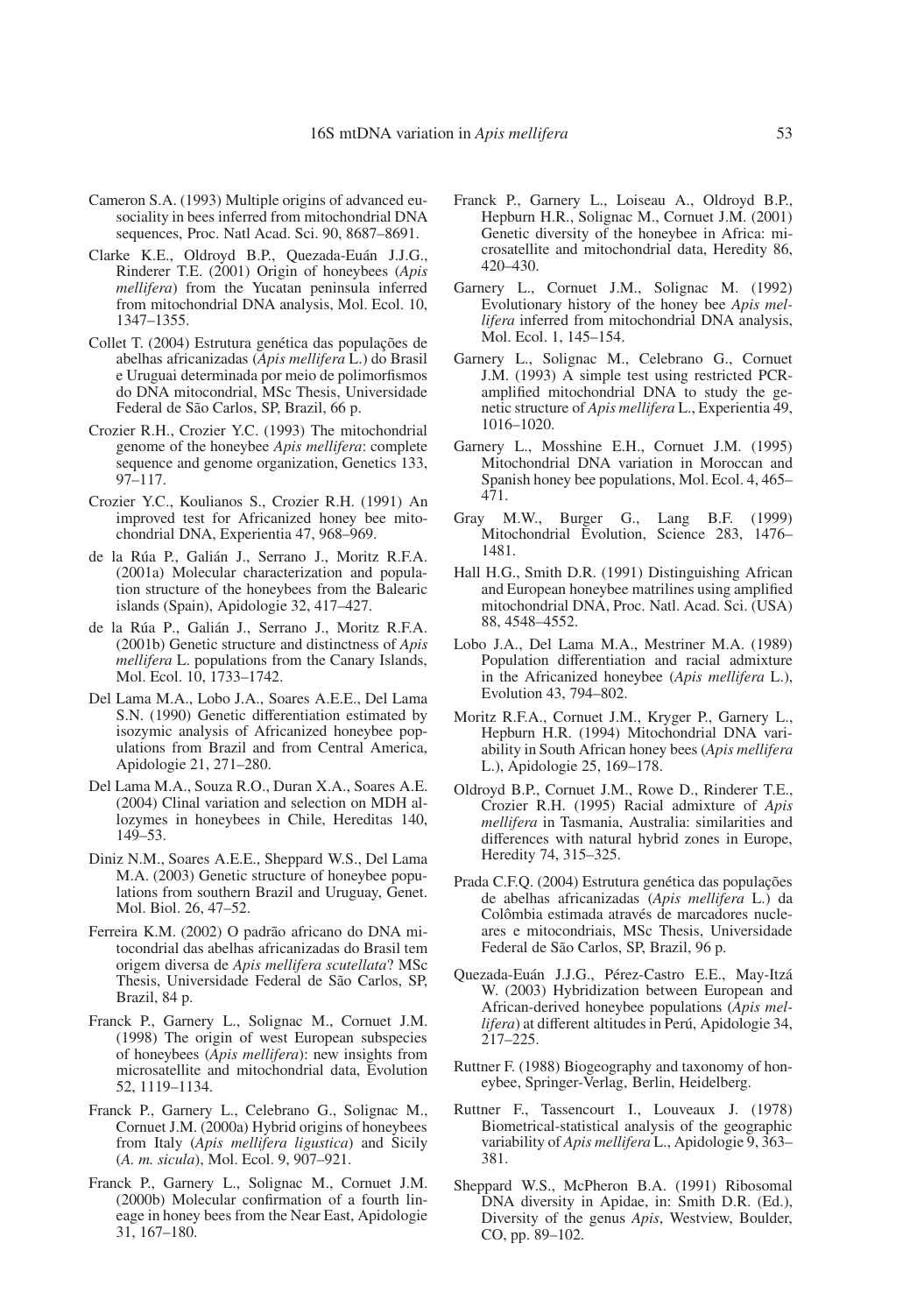Cameron S.A. (1993) Multiple origins of advanced eusociality in bees inferred from mitochondrial DNA sequences, Proc. Natl Acad. Sci. 90, 8687–8691.

Clarke K.E., Oldroyd B.P., Quezada-Euán J.J.G., Rinderer T.E. (2001) Origin of honeybees (*Apis mellifera*) from the Yucatan peninsula inferred from mitochondrial DNA analysis, Mol. Ecol. 10, 1347–1355.

Collet T. (2004) Estrutura genética das populações de abelhas africanizadas (*Apis mellifera* L.) do Brasil e Uruguai determinada por meio de polimorfismos do DNA mitocondrial, MSc Thesis, Universidade Federal de São Carlos, SP, Brazil, 66 p.

Crozier R.H., Crozier Y.C. (1993) The mitochondrial genome of the honeybee *Apis mellifera*: complete sequence and genome organization, Genetics 133, 97–117.

Crozier Y.C., Koulianos S., Crozier R.H. (1991) An improved test for Africanized honey bee mitochondrial DNA, Experientia 47, 968–969.

de la Rúa P., Galián J., Serrano J., Moritz R.F.A. (2001a) Molecular characterization and population structure of the honeybees from the Balearic islands (Spain), Apidologie 32, 417–427.

de la Rúa P., Galián J., Serrano J., Moritz R.F.A. (2001b) Genetic structure and distinctness of *Apis mellifera* L. populations from the Canary Islands, Mol. Ecol. 10, 1733–1742.

Del Lama M.A., Lobo J.A., Soares A.E.E., Del Lama S.N. (1990) Genetic differentiation estimated by isozymic analysis of Africanized honeybee populations from Brazil and from Central America, Apidologie 21, 271–280.

Del Lama M.A., Souza R.O., Duran X.A., Soares A.E. (2004) Clinal variation and selection on MDH allozymes in honeybees in Chile, Hereditas 140, 149–53.

Diniz N.M., Soares A.E.E., Sheppard W.S., Del Lama M.A. (2003) Genetic structure of honeybee populations from southern Brazil and Uruguay, Genet. Mol. Biol. 26, 47–52.

Ferreira K.M. (2002) O padrão africano do DNA mitocondrial das abelhas africanizadas do Brasil tem origem diversa de *Apis mellifera scutellata*? MSc Thesis, Universidade Federal de São Carlos, SP, Brazil, 84 p.

Franck P., Garnery L., Solignac M., Cornuet J.M. (1998) The origin of west European subspecies of honeybees (*Apis mellifera*): new insights from microsatellite and mitochondrial data, Evolution 52, 1119–1134.

Franck P., Garnery L., Celebrano G., Solignac M., Cornuet J.M. (2000a) Hybrid origins of honeybees from Italy (*Apis mellifera ligustica*) and Sicily (*A. m. sicula*), Mol. Ecol. 9, 907–921.

Franck P., Garnery L., Solignac M., Cornuet J.M. (2000b) Molecular confirmation of a fourth lineage in honey bees from the Near East, Apidologie 31, 167–180.

Franck P., Garnery L., Loiseau A., Oldroyd B.P., Hepburn H.R., Solignac M., Cornuet J.M. (2001) Genetic diversity of the honeybee in Africa: microsatellite and mitochondrial data, Heredity 86, 420–430.

Garnery L., Cornuet J.M., Solignac M. (1992) Evolutionary history of the honey bee *Apis mellifera* inferred from mitochondrial DNA analysis, Mol. Ecol. 1, 145–154.

Garnery L., Solignac M., Celebrano G., Cornuet J.M. (1993) A simple test using restricted PCR-amplified mitochondrial DNA to study the genetic structure of *Apis mellifera* L., Experientia 49, 1016–1020.

Garnery L., Mosshine E.H., Cornuet J.M. (1995) Mitochondrial DNA variation in Moroccan and Spanish honey bee populations, Mol. Ecol. 4, 465–471.

Gray M.W., Burger G., Lang B.F. (1999) Mitochondrial Evolution, Science 283, 1476–1481.

Hall H.G., Smith D.R. (1991) Distinguishing African and European honeybee matrilines using amplified mitochondrial DNA, Proc. Natl. Acad. Sci. (USA) 88, 4548–4552.

Lobo J.A., Del Lama M.A., Mestriner M.A. (1989) Population differentiation and racial admixture in the Africanized honeybee (*Apis mellifera* L.), Evolution 43, 794–802.

Moritz R.F.A., Cornuet J.M., Kryger P., Garnery L., Hepburn H.R. (1994) Mitochondrial DNA variability in South African honey bees (*Apis mellifera* L.), Apidologie 25, 169–178.

Oldroyd B.P., Cornuet J.M., Rowe D., Rinderer T.E., Crozier R.H. (1995) Racial admixture of *Apis mellifera* in Tasmania, Australia: similarities and differences with natural hybrid zones in Europe, Heredity 74, 315–325.

Prada C.F.Q. (2004) Estrutura genética das populações de abelhas africanizadas (*Apis mellifera* L.) da Colômbia estimada através de marcadores nucleares e mitocondriais, MSc Thesis, Universidade Federal de São Carlos, SP, Brazil, 96 p.

Quezada-Euán J.J.G., Pérez-Castro E.E., May-Itzá W. (2003) Hybridization between European and African-derived honeybee populations (*Apis mellifera*) at different altitudes in Perú, Apidologie 34, 217–225.

Ruttner F. (1988) Biogeography and taxonomy of honeybee, Springer-Verlag, Berlin, Heidelberg.

Ruttner F., Tassencourt I., Louveaux J. (1978) Biometrical-statistical analysis of the geographic variability of *Apis mellifera* L., Apidologie 9, 363–381.

Sheppard W.S., McPheron B.A. (1991) Ribosomal DNA diversity in Apidae, in: Smith D.R. (Ed.), Diversity of the genus *Apis*, Westview, Boulder, CO, pp. 89–102.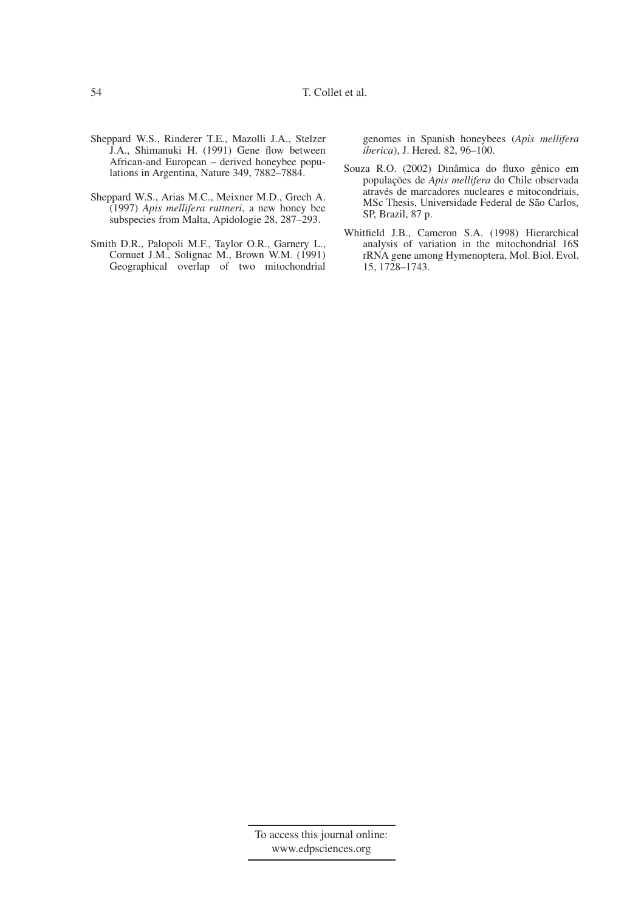Sheppard W.S., Rinderer T.E., Mazolli J.A., Stelzer J.A., Shimanuki H. (1991) Gene flow between African-and European – derived honeybee populations in Argentina, Nature 349, 7882–7884.

Sheppard W.S., Arias M.C., Meixner M.D., Grech A. (1997) *Apis mellifera ruttneri*, a new honey bee subspecies from Malta, Apidologie 28, 287–293.

Smith D.R., Palopoli M.F., Taylor O.R., Garnery L., Cornuet J.M., Solignac M., Brown W.M. (1991) Geographical overlap of two mitochondrial genomes in Spanish honeybees (*Apis mellifera iberica*), J. Hered. 82, 96–100.

Souza R.O. (2002) Dinâmica do fluxo gênico em populações de *Apis mellifera* do Chile observada através de marcadores nucleares e mitocondriais, MSc Thesis, Universidade Federal de São Carlos, SP, Brazil, 87 p.

Whitfield J.B., Cameron S.A. (1998) Hierarchical analysis of variation in the mitochondrial 16S rRNA gene among Hymenoptera, Mol. Biol. Evol. 15, 1728–1743.

To access this journal online:
www.edpsciences.org